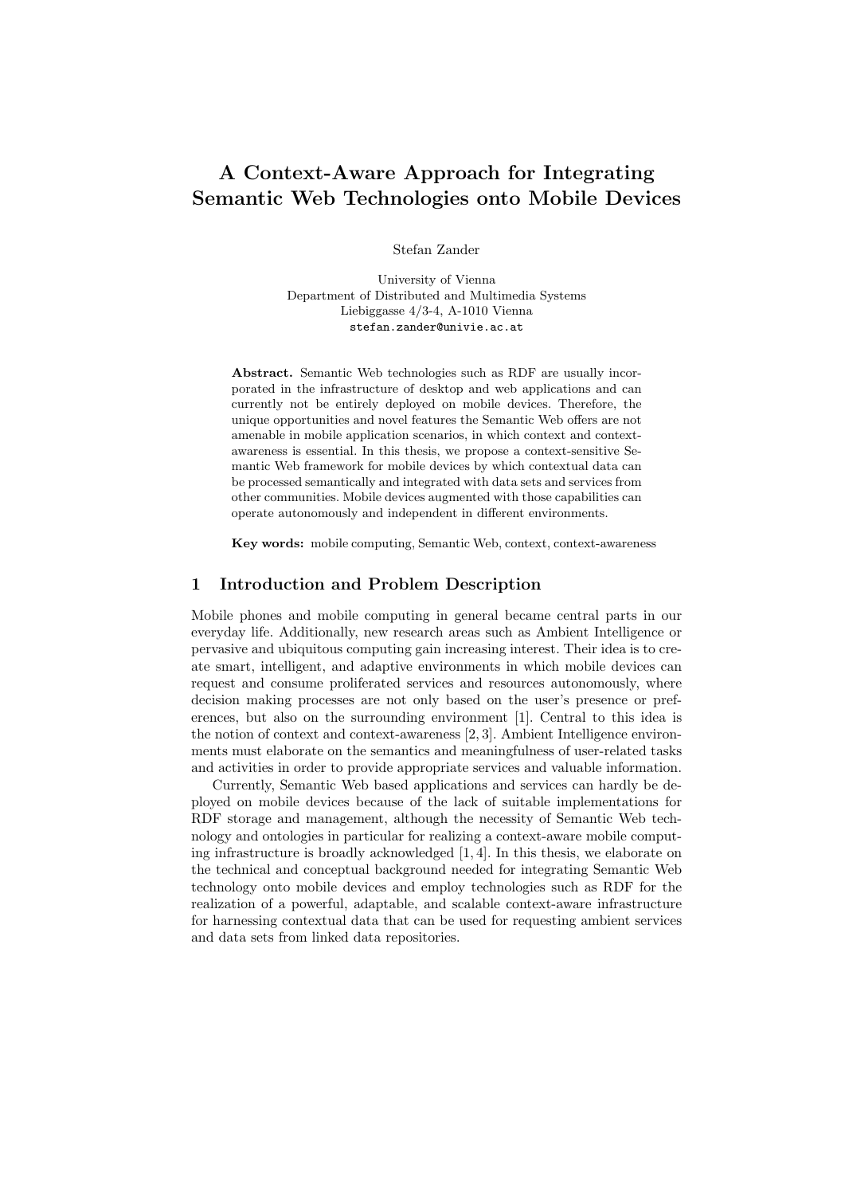# A Context-Aware Approach for Integrating Semantic Web Technologies onto Mobile Devices

Stefan Zander

University of Vienna
Department of Distributed and Multimedia Systems
Liebiggasse 4/3-4, A-1010 Vienna
stefan.zander@univie.ac.at

**Abstract.** Semantic Web technologies such as RDF are usually incorporated in the infrastructure of desktop and web applications and can currently not be entirely deployed on mobile devices. Therefore, the unique opportunities and novel features the Semantic Web offers are not amenable in mobile application scenarios, in which context and context-awareness is essential. In this thesis, we propose a context-sensitive Semantic Web framework for mobile devices by which contextual data can be processed semantically and integrated with data sets and services from other communities. Mobile devices augmented with those capabilities can operate autonomously and independent in different environments.

**Key words:** mobile computing, Semantic Web, context, context-awareness

## 1 Introduction and Problem Description

Mobile phones and mobile computing in general became central parts in our everyday life. Additionally, new research areas such as Ambient Intelligence or pervasive and ubiquitous computing gain increasing interest. Their idea is to create smart, intelligent, and adaptive environments in which mobile devices can request and consume proliferated services and resources autonomously, where decision making processes are not only based on the user's presence or preferences, but also on the surrounding environment [1]. Central to this idea is the notion of context and context-awareness [2, 3]. Ambient Intelligence environments must elaborate on the semantics and meaningfulness of user-related tasks and activities in order to provide appropriate services and valuable information.

Currently, Semantic Web based applications and services can hardly be deployed on mobile devices because of the lack of suitable implementations for RDF storage and management, although the necessity of Semantic Web technology and ontologies in particular for realizing a context-aware mobile computing infrastructure is broadly acknowledged [1, 4]. In this thesis, we elaborate on the technical and conceptual background needed for integrating Semantic Web technology onto mobile devices and employ technologies such as RDF for the realization of a powerful, adaptable, and scalable context-aware infrastructure for harnessing contextual data that can be used for requesting ambient services and data sets from linked data repositories.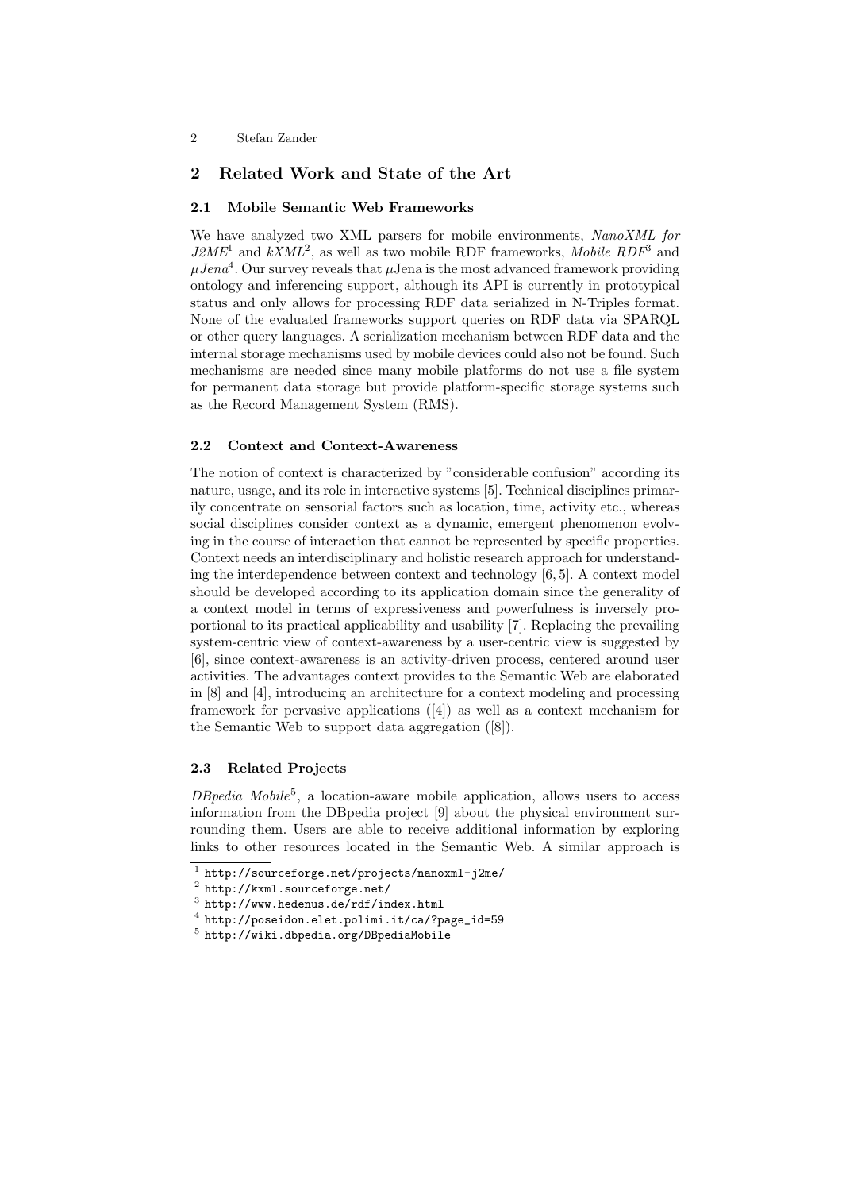## 2 Related Work and State of the Art

### 2.1 Mobile Semantic Web Frameworks

We have analyzed two XML parsers for mobile environments, *NanoXML for J2ME*[1] and *kXML*[2], as well as two mobile RDF frameworks, *Mobile RDF*[3] and *μJena*[4]. Our survey reveals that μJena is the most advanced framework providing ontology and inferencing support, although its API is currently in prototypical status and only allows for processing RDF data serialized in N-Triples format. None of the evaluated frameworks support queries on RDF data via SPARQL or other query languages. A serialization mechanism between RDF data and the internal storage mechanisms used by mobile devices could also not be found. Such mechanisms are needed since many mobile platforms do not use a file system for permanent data storage but provide platform-specific storage systems such as the Record Management System (RMS).

### 2.2 Context and Context-Awareness

The notion of context is characterized by "considerable confusion" according its nature, usage, and its role in interactive systems [5]. Technical disciplines primarily concentrate on sensorial factors such as location, time, activity etc., whereas social disciplines consider context as a dynamic, emergent phenomenon evolving in the course of interaction that cannot be represented by specific properties. Context needs an interdisciplinary and holistic research approach for understanding the interdependence between context and technology [6, 5]. A context model should be developed according to its application domain since the generality of a context model in terms of expressiveness and powerfulness is inversely proportional to its practical applicability and usability [7]. Replacing the prevailing system-centric view of context-awareness by a user-centric view is suggested by [6], since context-awareness is an activity-driven process, centered around user activities. The advantages context provides to the Semantic Web are elaborated in [8] and [4], introducing an architecture for a context modeling and processing framework for pervasive applications ([4]) as well as a context mechanism for the Semantic Web to support data aggregation ([8]).

### 2.3 Related Projects

*DBpedia Mobile*[5], a location-aware mobile application, allows users to access information from the DBpedia project [9] about the physical environment surrounding them. Users are able to receive additional information by exploring links to other resources located in the Semantic Web. A similar approach is

---

[1] http://sourceforge.net/projects/nanoxml-j2me/

[2] http://kxml.sourceforge.net/

[3] http://www.hedenus.de/rdf/index.html

[4] http://poseidon.elet.polimi.it/ca/?page_id=59

[5] http://wiki.dbpedia.org/DBpediaMobile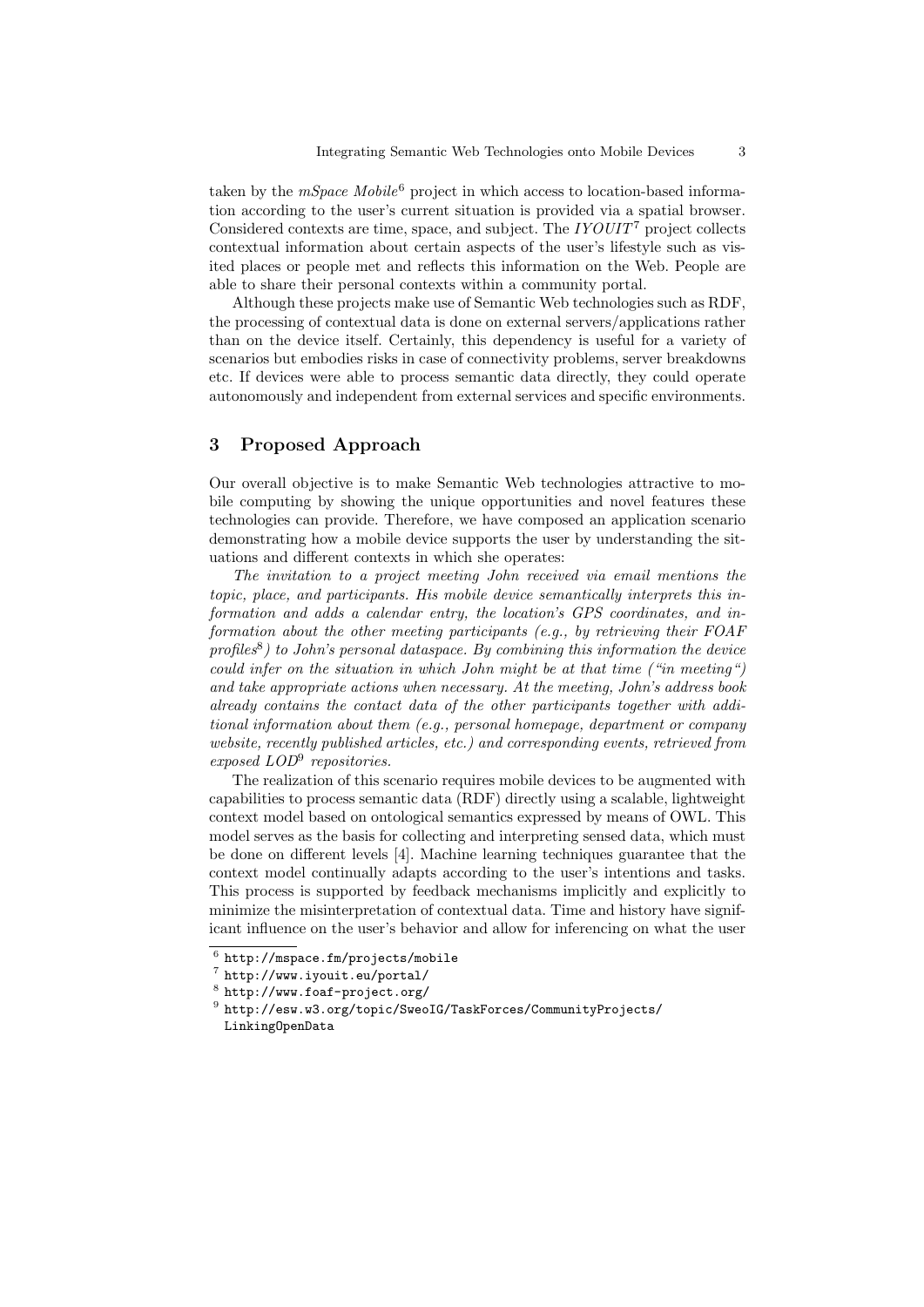taken by the *mSpace Mobile*[6] project in which access to location-based information according to the user's current situation is provided via a spatial browser. Considered contexts are time, space, and subject. The *IYOUIT*[7] project collects contextual information about certain aspects of the user's lifestyle such as visited places or people met and reflects this information on the Web. People are able to share their personal contexts within a community portal.

Although these projects make use of Semantic Web technologies such as RDF, the processing of contextual data is done on external servers/applications rather than on the device itself. Certainly, this dependency is useful for a variety of scenarios but embodies risks in case of connectivity problems, server breakdowns etc. If devices were able to process semantic data directly, they could operate autonomously and independent from external services and specific environments.

## 3 Proposed Approach

Our overall objective is to make Semantic Web technologies attractive to mobile computing by showing the unique opportunities and novel features these technologies can provide. Therefore, we have composed an application scenario demonstrating how a mobile device supports the user by understanding the situations and different contexts in which she operates:

*The invitation to a project meeting John received via email mentions the topic, place, and participants. His mobile device semantically interprets this information and adds a calendar entry, the location's GPS coordinates, and information about the other meeting participants (e.g., by retrieving their FOAF profiles[8]) to John's personal dataspace. By combining this information the device could infer on the situation in which John might be at that time ("in meeting") and take appropriate actions when necessary. At the meeting, John's address book already contains the contact data of the other participants together with additional information about them (e.g., personal homepage, department or company website, recently published articles, etc.) and corresponding events, retrieved from exposed LOD[9] repositories.*

The realization of this scenario requires mobile devices to be augmented with capabilities to process semantic data (RDF) directly using a scalable, lightweight context model based on ontological semantics expressed by means of OWL. This model serves as the basis for collecting and interpreting sensed data, which must be done on different levels [4]. Machine learning techniques guarantee that the context model continually adapts according to the user's intentions and tasks. This process is supported by feedback mechanisms implicitly and explicitly to minimize the misinterpretation of contextual data. Time and history have significant influence on the user's behavior and allow for inferencing on what the user

---

[6] http://mspace.fm/projects/mobile

[7] http://www.iyouit.eu/portal/

[8] http://www.foaf-project.org/

[9] http://esw.w3.org/topic/SweoIG/TaskForces/CommunityProjects/LinkingOpenData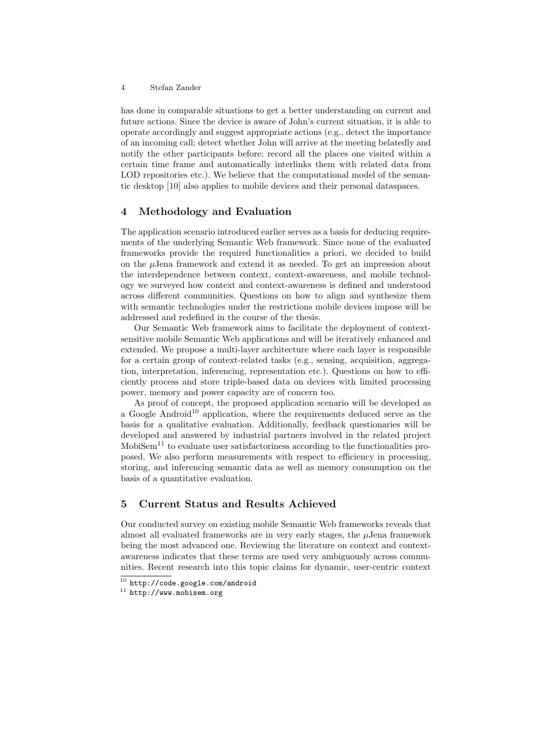has done in comparable situations to get a better understanding on current and future actions. Since the device is aware of John's current situation, it is able to operate accordingly and suggest appropriate actions (e.g., detect the importance of an incoming call; detect whether John will arrive at the meeting belatedly and notify the other participants before; record all the places one visited within a certain time frame and automatically interlinks them with related data from LOD repositories etc.). We believe that the computational model of the semantic desktop [10] also applies to mobile devices and their personal dataspaces.

## 4 Methodology and Evaluation

The application scenario introduced earlier serves as a basis for deducing requirements of the underlying Semantic Web framework. Since none of the evaluated frameworks provide the required functionalities a priori, we decided to build on the $\mu$Jena framework and extend it as needed. To get an impression about the interdependence between context, context-awareness, and mobile technology we surveyed how context and context-awareness is defined and understood across different communities. Questions on how to align and synthesize them with semantic technologies under the restrictions mobile devices impose will be addressed and redefined in the course of the thesis.

Our Semantic Web framework aims to facilitate the deployment of context-sensitive mobile Semantic Web applications and will be iteratively enhanced and extended. We propose a multi-layer architecture where each layer is responsible for a certain group of context-related tasks (e.g., sensing, acquisition, aggregation, interpretation, inferencing, representation etc.). Questions on how to efficiently process and store triple-based data on devices with limited processing power, memory and power capacity are of concern too.

As proof of concept, the proposed application scenario will be developed as a Google Android[10] application, where the requirements deduced serve as the basis for a qualitative evaluation. Additionally, feedback questionaries will be developed and answered by industrial partners involved in the related project MobiSem[11] to evaluate user satisfactoriness according to the functionalities proposed. We also perform measurements with respect to efficiency in processing, storing, and inferencing semantic data as well as memory consumption on the basis of a quantitative evaluation.

## 5 Current Status and Results Achieved

Our conducted survey on existing mobile Semantic Web frameworks reveals that almost all evaluated frameworks are in very early stages, the $\mu$Jena framework being the most advanced one. Reviewing the literature on context and context-awareness indicates that these terms are used very ambiguously across communities. Recent research into this topic claims for dynamic, user-centric context

[10] `http://code.google.com/android`

[11] `http://www.mobisem.org`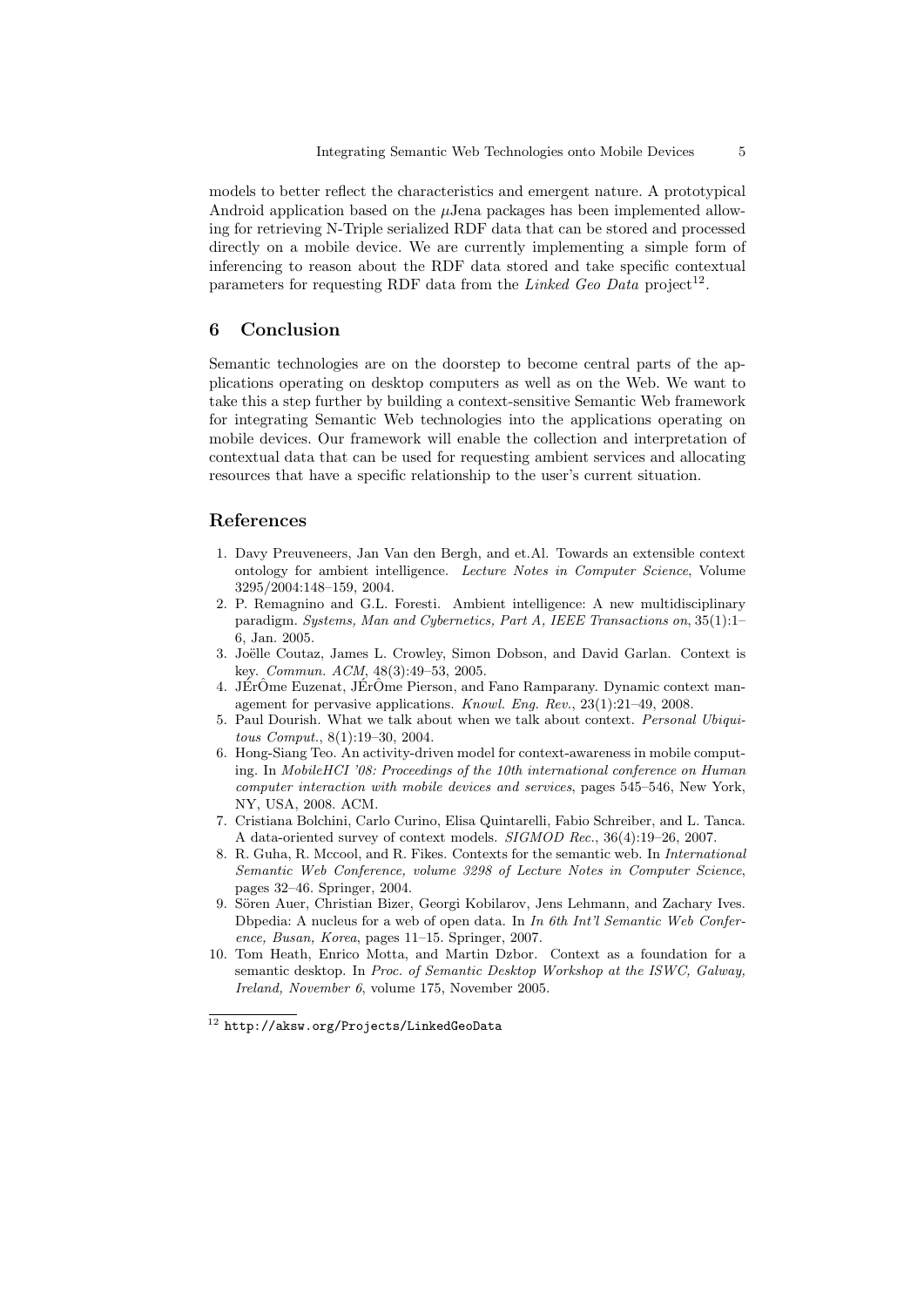models to better reflect the characteristics and emergent nature. A prototypical Android application based on the $\mu$Jena packages has been implemented allowing for retrieving N-Triple serialized RDF data that can be stored and processed directly on a mobile device. We are currently implementing a simple form of inferencing to reason about the RDF data stored and take specific contextual parameters for requesting RDF data from the *Linked Geo Data* project[12].

## 6 Conclusion

Semantic technologies are on the doorstep to become central parts of the applications operating on desktop computers as well as on the Web. We want to take this a step further by building a context-sensitive Semantic Web framework for integrating Semantic Web technologies into the applications operating on mobile devices. Our framework will enable the collection and interpretation of contextual data that can be used for requesting ambient services and allocating resources that have a specific relationship to the user's current situation.

## References

1. Davy Preuveneers, Jan Van den Bergh, and et.Al. Towards an extensible context ontology for ambient intelligence. *Lecture Notes in Computer Science*, Volume 3295/2004:148–159, 2004.
2. P. Remagnino and G.L. Foresti. Ambient intelligence: A new multidisciplinary paradigm. *Systems, Man and Cybernetics, Part A, IEEE Transactions on*, 35(1):1–6, Jan. 2005.
3. Joëlle Coutaz, James L. Crowley, Simon Dobson, and David Garlan. Context is key. *Commun. ACM*, 48(3):49–53, 2005.
4. JÉrÔme Euzenat, JÉrÔme Pierson, and Fano Ramparany. Dynamic context management for pervasive applications. *Knowl. Eng. Rev.*, 23(1):21–49, 2008.
5. Paul Dourish. What we talk about when we talk about context. *Personal Ubiquitous Comput.*, 8(1):19–30, 2004.
6. Hong-Siang Teo. An activity-driven model for context-awareness in mobile computing. In *MobileHCI '08: Proceedings of the 10th international conference on Human computer interaction with mobile devices and services*, pages 545–546, New York, NY, USA, 2008. ACM.
7. Cristiana Bolchini, Carlo Curino, Elisa Quintarelli, Fabio Schreiber, and L. Tanca. A data-oriented survey of context models. *SIGMOD Rec.*, 36(4):19–26, 2007.
8. R. Guha, R. Mccool, and R. Fikes. Contexts for the semantic web. In *International Semantic Web Conference, volume 3298 of Lecture Notes in Computer Science*, pages 32–46. Springer, 2004.
9. Sören Auer, Christian Bizer, Georgi Kobilarov, Jens Lehmann, and Zachary Ives. Dbpedia: A nucleus for a web of open data. In *In 6th Int'l Semantic Web Conference, Busan, Korea*, pages 11–15. Springer, 2007.
10. Tom Heath, Enrico Motta, and Martin Dzbor. Context as a foundation for a semantic desktop. In *Proc. of Semantic Desktop Workshop at the ISWC, Galway, Ireland, November 6*, volume 175, November 2005.

[12] http://aksw.org/Projects/LinkedGeoData